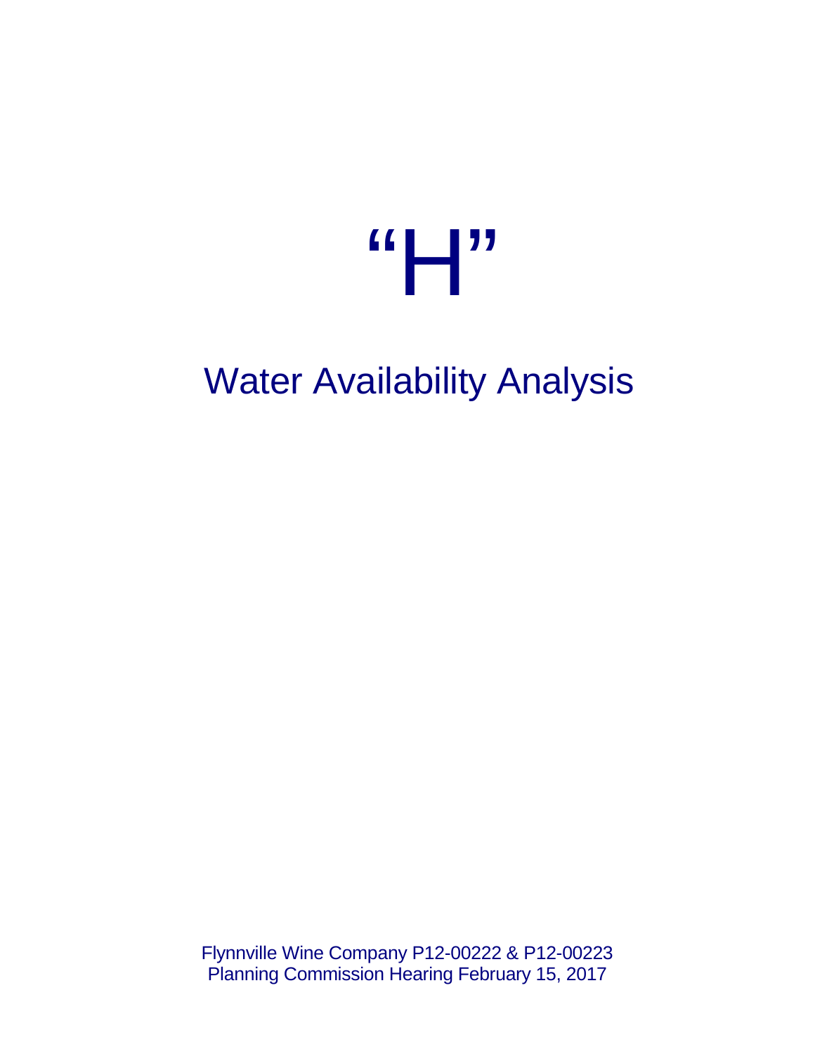# “H”

## Water Availability Analysis

Flynnville Wine Company P12-00222 & P12-00223
Planning Commission Hearing February 15, 2017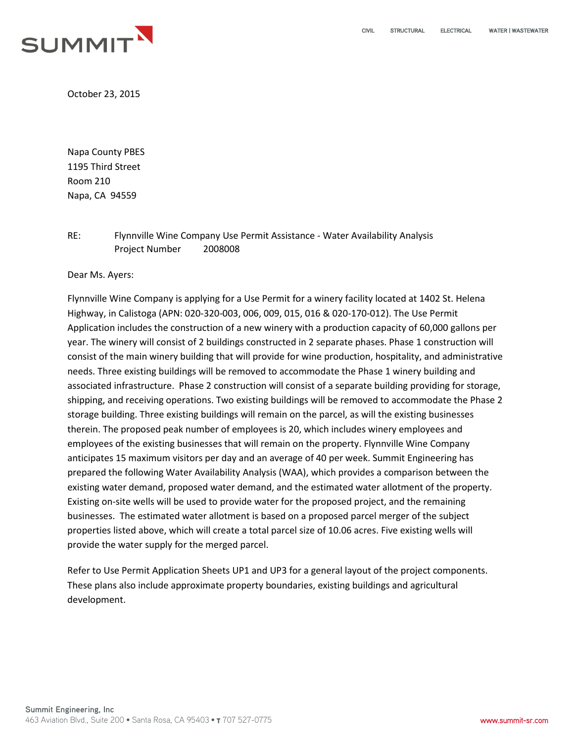October 23, 2015

Napa County PBES
1195 Third Street
Room 210
Napa, CA 94559

RE: Flynnville Wine Company Use Permit Assistance - Water Availability Analysis
Project Number 2008008

Dear Ms. Ayers:

Flynnville Wine Company is applying for a Use Permit for a winery facility located at 1402 St. Helena Highway, in Calistoga (APN: 020-320-003, 006, 009, 015, 016 & 020-170-012). The Use Permit Application includes the construction of a new winery with a production capacity of 60,000 gallons per year. The winery will consist of 2 buildings constructed in 2 separate phases. Phase 1 construction will consist of the main winery building that will provide for wine production, hospitality, and administrative needs. Three existing buildings will be removed to accommodate the Phase 1 winery building and associated infrastructure. Phase 2 construction will consist of a separate building providing for storage, shipping, and receiving operations. Two existing buildings will be removed to accommodate the Phase 2 storage building. Three existing buildings will remain on the parcel, as will the existing businesses therein. The proposed peak number of employees is 20, which includes winery employees and employees of the existing businesses that will remain on the property. Flynnville Wine Company anticipates 15 maximum visitors per day and an average of 40 per week. Summit Engineering has prepared the following Water Availability Analysis (WAA), which provides a comparison between the existing water demand, proposed water demand, and the estimated water allotment of the property. Existing on-site wells will be used to provide water for the proposed project, and the remaining businesses. The estimated water allotment is based on a proposed parcel merger of the subject properties listed above, which will create a total parcel size of 10.06 acres. Five existing wells will provide the water supply for the merged parcel.

Refer to Use Permit Application Sheets UP1 and UP3 for a general layout of the project components. These plans also include approximate property boundaries, existing buildings and agricultural development.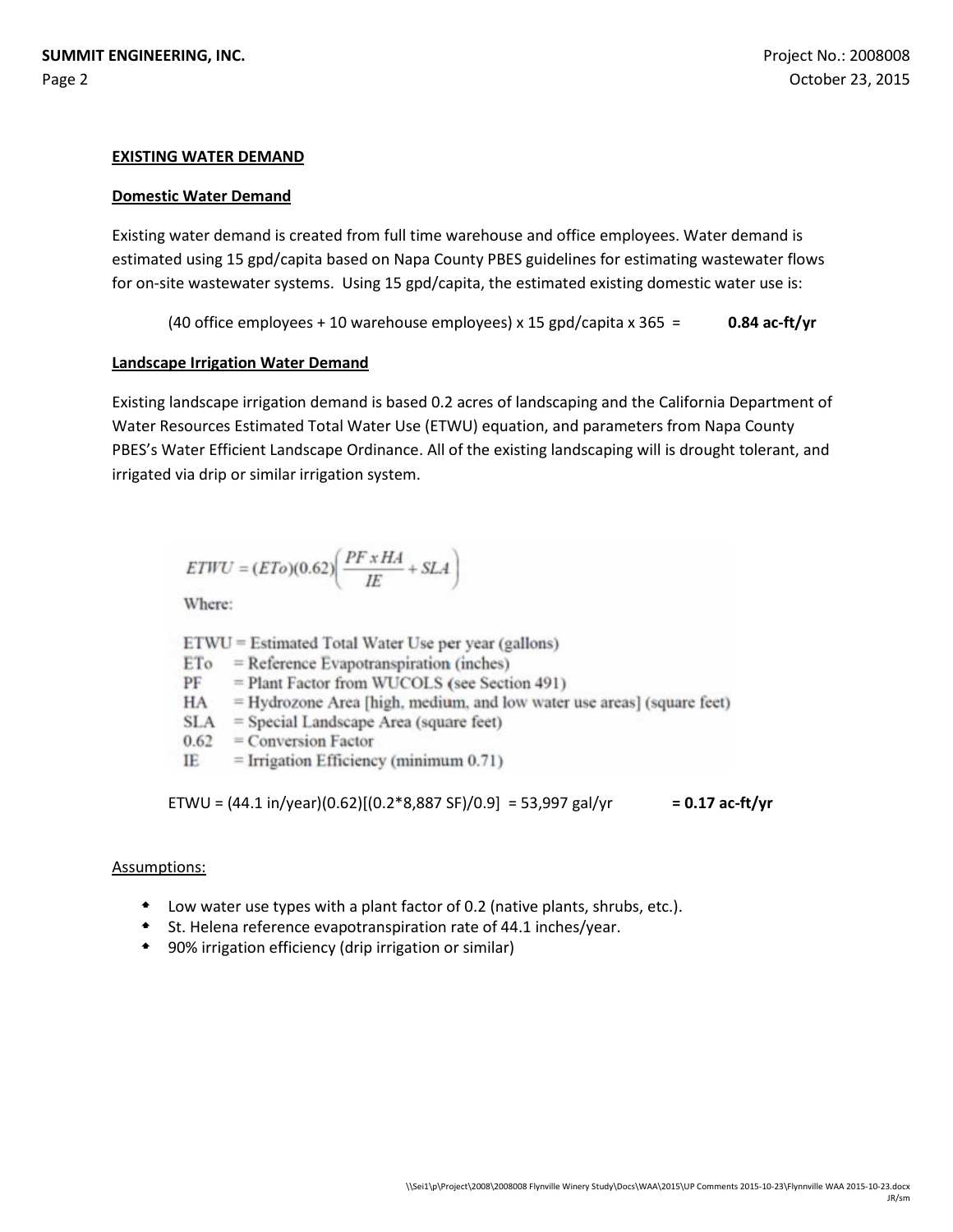**EXISTING WATER DEMAND**

**Domestic Water Demand**

Existing water demand is created from full time warehouse and office employees. Water demand is estimated using 15 gpd/capita based on Napa County PBES guidelines for estimating wastewater flows for on-site wastewater systems. Using 15 gpd/capita, the estimated existing domestic water use is:

(40 office employees + 10 warehouse employees) x 15 gpd/capita x 365 = **0.84 ac-ft/yr**

**Landscape Irrigation Water Demand**

Existing landscape irrigation demand is based 0.2 acres of landscaping and the California Department of Water Resources Estimated Total Water Use (ETWU) equation, and parameters from Napa County PBES's Water Efficient Landscape Ordinance. All of the existing landscaping will is drought tolerant, and irrigated via drip or similar irrigation system.

$$ETWU = (ETo)(0.62)\left(\frac{PF \times HA}{IE} + SLA\right)$$

Where:

ETWU = Estimated Total Water Use per year (gallons)
ETo = Reference Evapotranspiration (inches)
PF = Plant Factor from WUCOLS (see Section 491)
HA = Hydrozone Area [high, medium, and low water use areas] (square feet)
SLA = Special Landscape Area (square feet)
0.62 = Conversion Factor
IE = Irrigation Efficiency (minimum 0.71)

ETWU = (44.1 in/year)(0.62)[(0.2*8,887 SF)/0.9] = 53,997 gal/yr **= 0.17 ac-ft/yr**

Assumptions:

- Low water use types with a plant factor of 0.2 (native plants, shrubs, etc.).
- St. Helena reference evapotranspiration rate of 44.1 inches/year.
- 90% irrigation efficiency (drip irrigation or similar)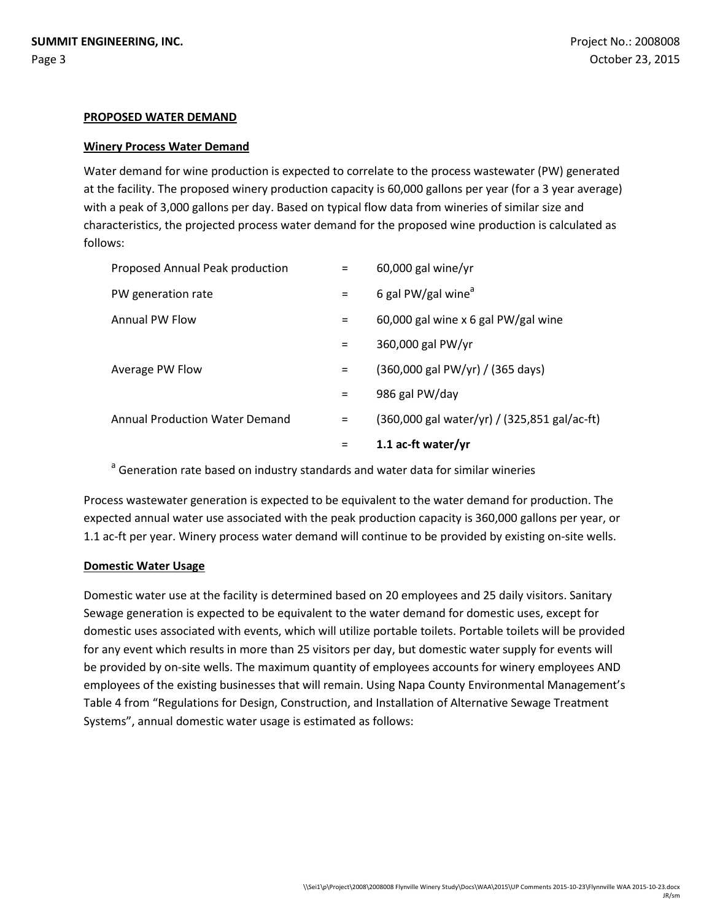**PROPOSED WATER DEMAND**

**Winery Process Water Demand**

Water demand for wine production is expected to correlate to the process wastewater (PW) generated at the facility. The proposed winery production capacity is 60,000 gallons per year (for a 3 year average) with a peak of 3,000 gallons per day. Based on typical flow data from wineries of similar size and characteristics, the projected process water demand for the proposed wine production is calculated as follows:

| | | |
|---|---|---|
| Proposed Annual Peak production | = | 60,000 gal wine/yr |
| PW generation rate | = | 6 gal PW/gal wine[a] |
| Annual PW Flow | = | 60,000 gal wine x 6 gal PW/gal wine |
| | = | 360,000 gal PW/yr |
| Average PW Flow | = | (360,000 gal PW/yr) / (365 days) |
| | = | 986 gal PW/day |
| Annual Production Water Demand | = | (360,000 gal water/yr) / (325,851 gal/ac-ft) |
| | = | **1.1 ac-ft water/yr** |

[a] Generation rate based on industry standards and water data for similar wineries

Process wastewater generation is expected to be equivalent to the water demand for production. The expected annual water use associated with the peak production capacity is 360,000 gallons per year, or 1.1 ac-ft per year. Winery process water demand will continue to be provided by existing on-site wells.

**Domestic Water Usage**

Domestic water use at the facility is determined based on 20 employees and 25 daily visitors. Sanitary Sewage generation is expected to be equivalent to the water demand for domestic uses, except for domestic uses associated with events, which will utilize portable toilets. Portable toilets will be provided for any event which results in more than 25 visitors per day, but domestic water supply for events will be provided by on-site wells. The maximum quantity of employees accounts for winery employees AND employees of the existing businesses that will remain. Using Napa County Environmental Management's Table 4 from "Regulations for Design, Construction, and Installation of Alternative Sewage Treatment Systems", annual domestic water usage is estimated as follows: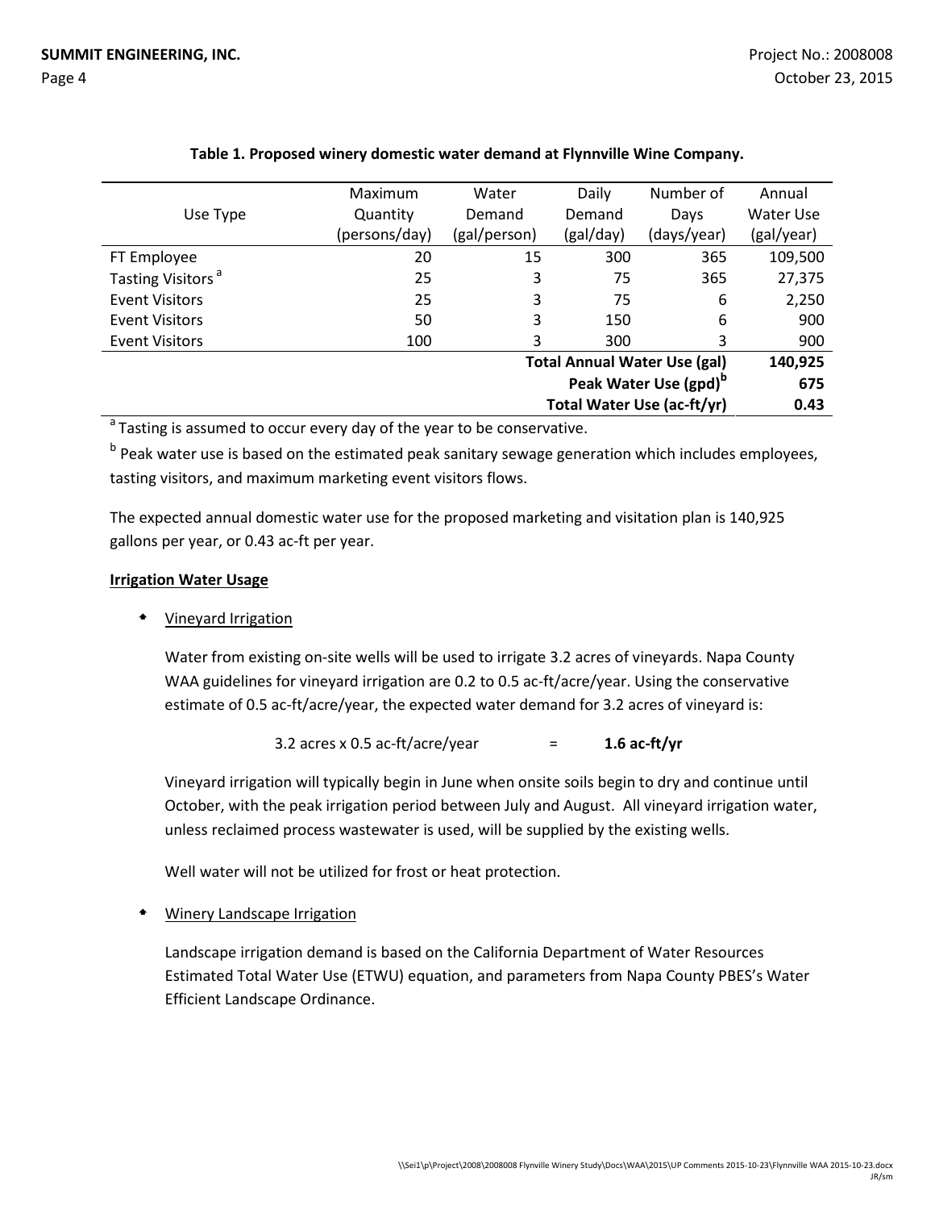**Table 1. Proposed winery domestic water demand at Flynnville Wine Company.**

| Use Type | Maximum Quantity (persons/day) | Water Demand (gal/person) | Daily Demand (gal/day) | Number of Days (days/year) | Annual Water Use (gal/year) |
|---|---|---|---|---|---|
| FT Employee | 20 | 15 | 300 | 365 | 109,500 |
| Tasting Visitors [a] | 25 | 3 | 75 | 365 | 27,375 |
| Event Visitors | 25 | 3 | 75 | 6 | 2,250 |
| Event Visitors | 50 | 3 | 150 | 6 | 900 |
| Event Visitors | 100 | 3 | 300 | 3 | 900 |
| | | | | **Total Annual Water Use (gal)** | **140,925** |
| | | | | **Peak Water Use (gpd)[b]** | **675** |
| | | | | **Total Water Use (ac-ft/yr)** | **0.43** |

[a] Tasting is assumed to occur every day of the year to be conservative.

[b] Peak water use is based on the estimated peak sanitary sewage generation which includes employees, tasting visitors, and maximum marketing event visitors flows.

The expected annual domestic water use for the proposed marketing and visitation plan is 140,925 gallons per year, or 0.43 ac-ft per year.

**Irrigation Water Usage**

- Vineyard Irrigation

  Water from existing on-site wells will be used to irrigate 3.2 acres of vineyards. Napa County WAA guidelines for vineyard irrigation are 0.2 to 0.5 ac-ft/acre/year. Using the conservative estimate of 0.5 ac-ft/acre/year, the expected water demand for 3.2 acres of vineyard is:

  3.2 acres x 0.5 ac-ft/acre/year = **1.6 ac-ft/yr**

  Vineyard irrigation will typically begin in June when onsite soils begin to dry and continue until October, with the peak irrigation period between July and August. All vineyard irrigation water, unless reclaimed process wastewater is used, will be supplied by the existing wells.

  Well water will not be utilized for frost or heat protection.

- Winery Landscape Irrigation

  Landscape irrigation demand is based on the California Department of Water Resources Estimated Total Water Use (ETWU) equation, and parameters from Napa County PBES's Water Efficient Landscape Ordinance.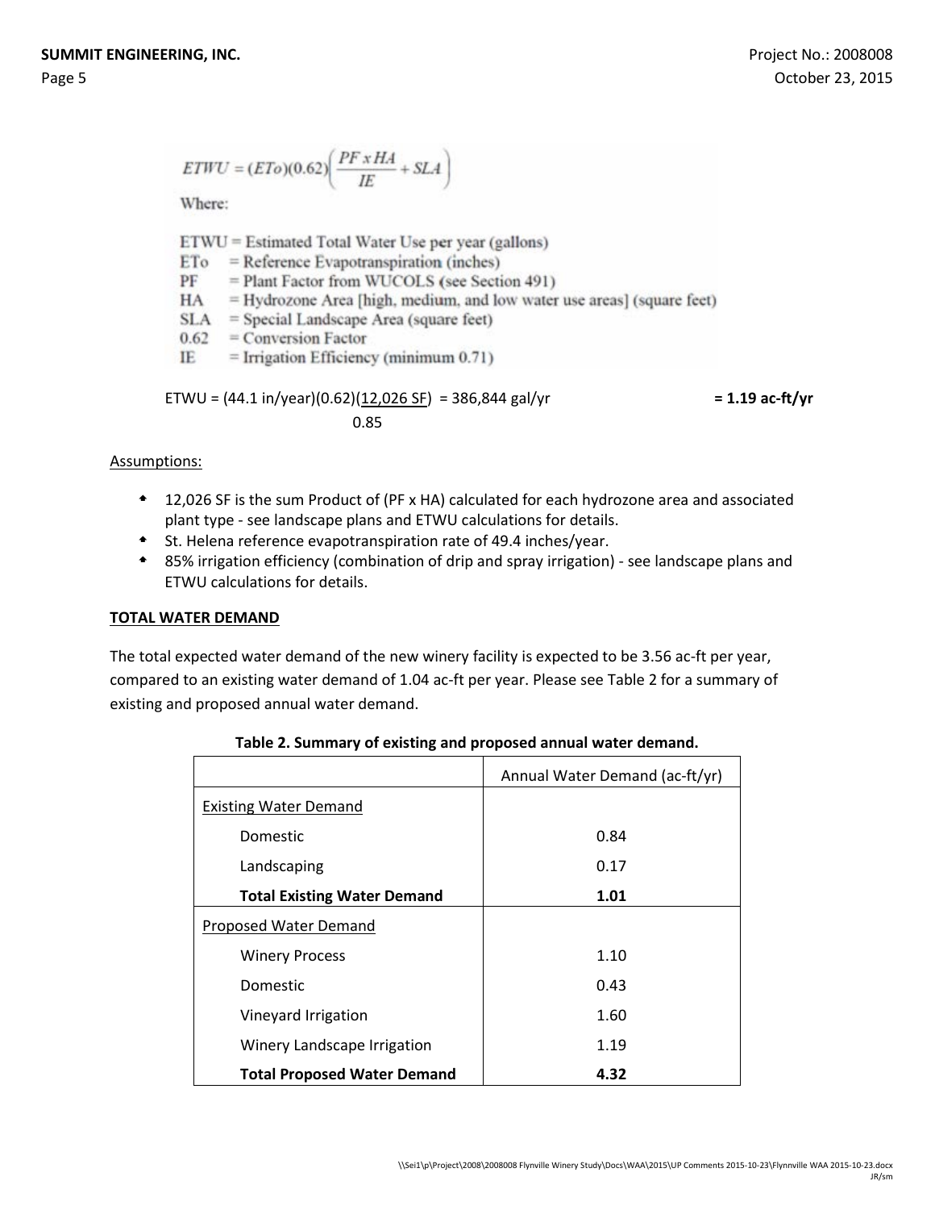$$ETWU = (ETo)(0.62)\left(\frac{PF \times HA}{IE} + SLA\right)$$

Where:

ETWU = Estimated Total Water Use per year (gallons)
ETo = Reference Evapotranspiration (inches)
PF = Plant Factor from WUCOLS (see Section 491)
HA = Hydrozone Area [high, medium, and low water use areas] (square feet)
SLA = Special Landscape Area (square feet)
0.62 = Conversion Factor
IE = Irrigation Efficiency (minimum 0.71)

$$ETWU = (44.1 \text{ in/year})(0.62)\frac{(12{,}026 \text{ SF})}{0.85} = 386{,}844 \text{ gal/yr} \qquad \mathbf{= 1.19 \text{ ac-ft/yr}}$$

Assumptions:

- 12,026 SF is the sum Product of (PF x HA) calculated for each hydrozone area and associated plant type - see landscape plans and ETWU calculations for details.
- St. Helena reference evapotranspiration rate of 49.4 inches/year.
- 85% irrigation efficiency (combination of drip and spray irrigation) - see landscape plans and ETWU calculations for details.

**TOTAL WATER DEMAND**

The total expected water demand of the new winery facility is expected to be 3.56 ac-ft per year, compared to an existing water demand of 1.04 ac-ft per year. Please see Table 2 for a summary of existing and proposed annual water demand.

**Table 2. Summary of existing and proposed annual water demand.**

| | Annual Water Demand (ac-ft/yr) |
|---|---|
| Existing Water Demand | |
| Domestic | 0.84 |
| Landscaping | 0.17 |
| **Total Existing Water Demand** | **1.01** |
| Proposed Water Demand | |
| Winery Process | 1.10 |
| Domestic | 0.43 |
| Vineyard Irrigation | 1.60 |
| Winery Landscape Irrigation | 1.19 |
| **Total Proposed Water Demand** | **4.32** |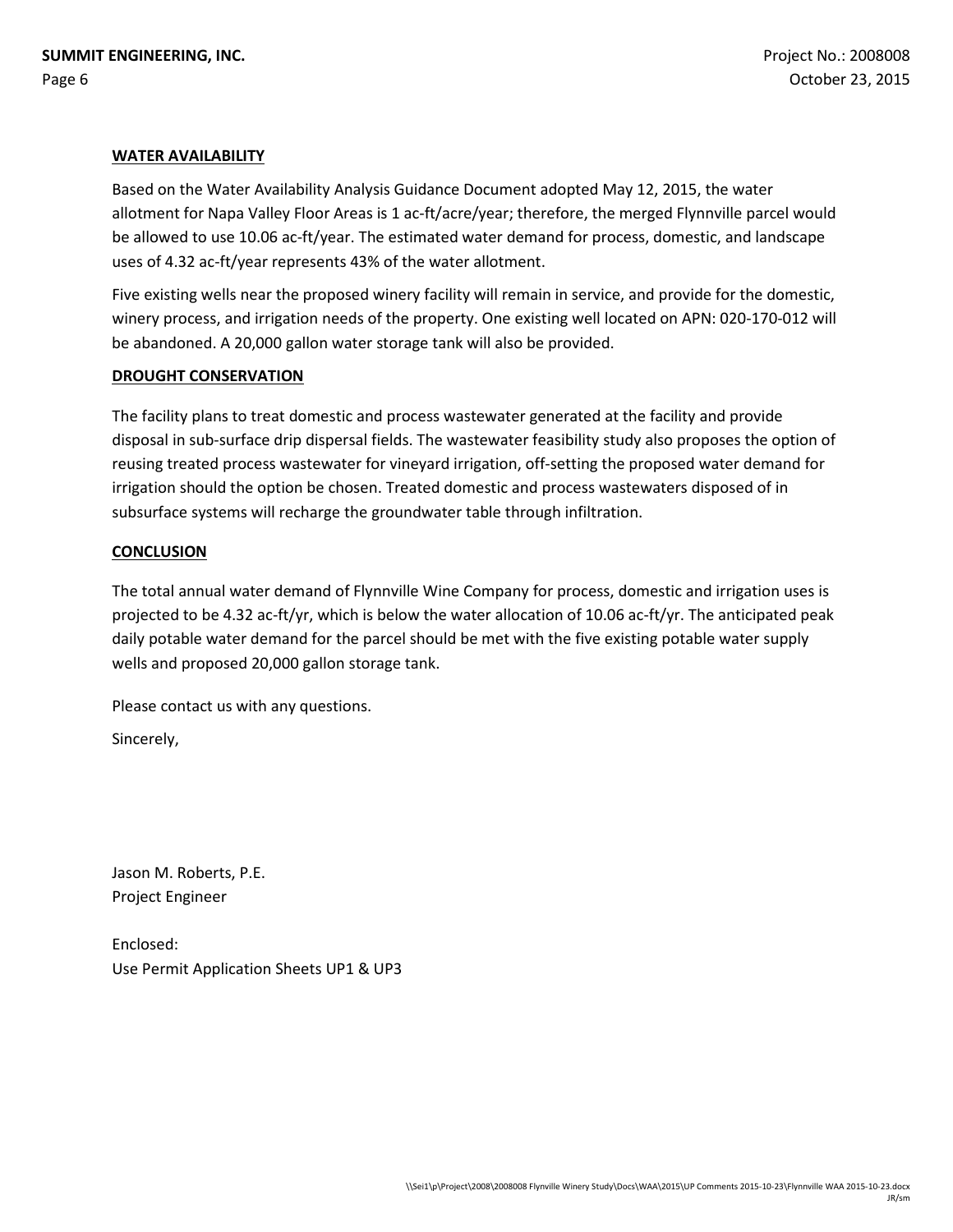**WATER AVAILABILITY**

Based on the Water Availability Analysis Guidance Document adopted May 12, 2015, the water allotment for Napa Valley Floor Areas is 1 ac-ft/acre/year; therefore, the merged Flynnville parcel would be allowed to use 10.06 ac-ft/year. The estimated water demand for process, domestic, and landscape uses of 4.32 ac-ft/year represents 43% of the water allotment.

Five existing wells near the proposed winery facility will remain in service, and provide for the domestic, winery process, and irrigation needs of the property. One existing well located on APN: 020-170-012 will be abandoned. A 20,000 gallon water storage tank will also be provided.

**DROUGHT CONSERVATION**

The facility plans to treat domestic and process wastewater generated at the facility and provide disposal in sub-surface drip dispersal fields. The wastewater feasibility study also proposes the option of reusing treated process wastewater for vineyard irrigation, off-setting the proposed water demand for irrigation should the option be chosen. Treated domestic and process wastewaters disposed of in subsurface systems will recharge the groundwater table through infiltration.

**CONCLUSION**

The total annual water demand of Flynnville Wine Company for process, domestic and irrigation uses is projected to be 4.32 ac-ft/yr, which is below the water allocation of 10.06 ac-ft/yr. The anticipated peak daily potable water demand for the parcel should be met with the five existing potable water supply wells and proposed 20,000 gallon storage tank.

Please contact us with any questions.

Sincerely,

Jason M. Roberts, P.E.
Project Engineer

Enclosed:
Use Permit Application Sheets UP1 & UP3

\\Sei1\p\Project\2008\2008008 Flynville Winery Study\Docs\WAA\2015\UP Comments 2015-10-23\Flynnville WAA 2015-10-23.docx
JR/sm